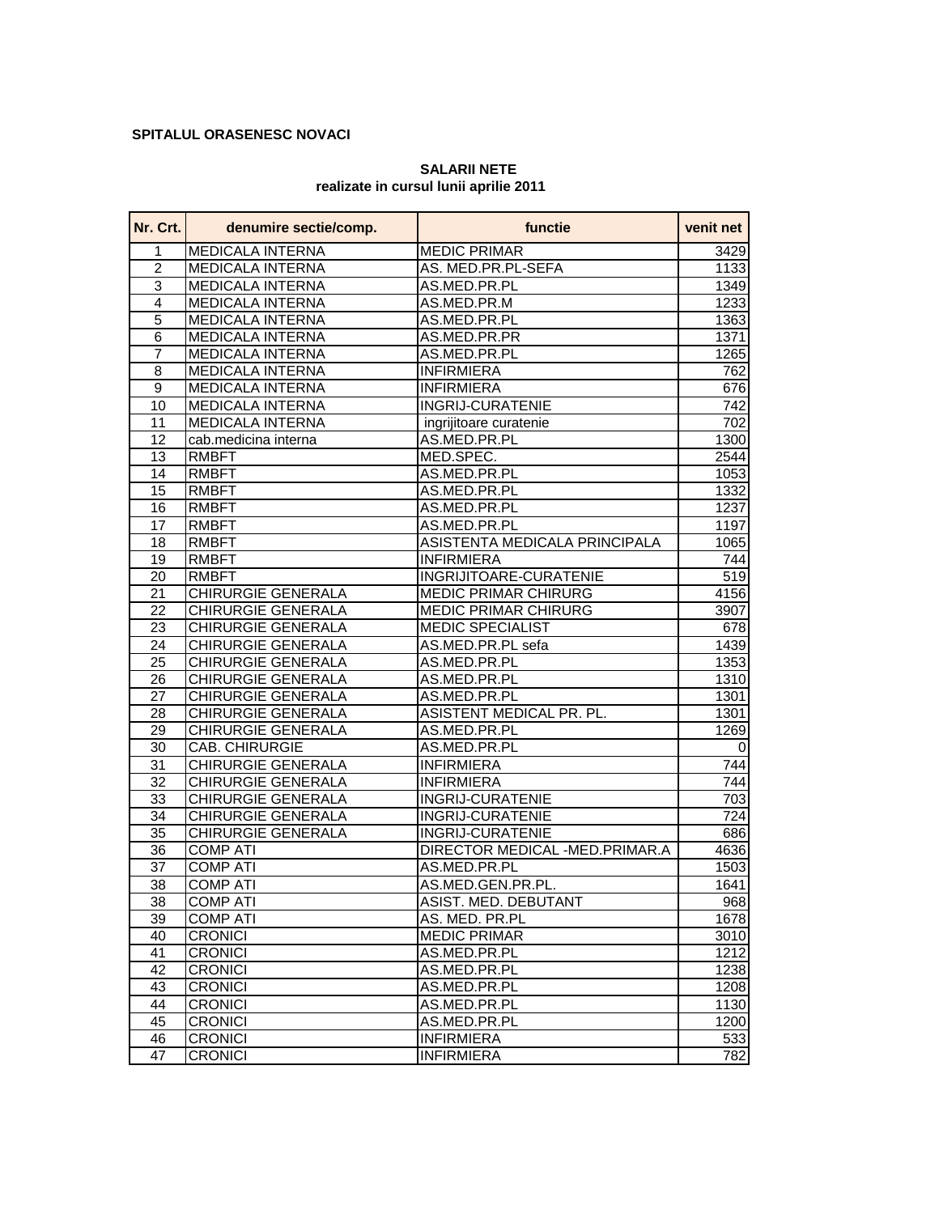**SPITALUL ORASENESC NOVACI**

**SALARII NETE**
**realizate in cursul lunii aprilie 2011**

| Nr. Crt. | denumire sectie/comp. | functie | venit net |
|---|---|---|---|
| 1 | MEDICALA INTERNA | MEDIC PRIMAR | 3429 |
| 2 | MEDICALA INTERNA | AS. MED.PR.PL-SEFA | 1133 |
| 3 | MEDICALA INTERNA | AS.MED.PR.PL | 1349 |
| 4 | MEDICALA INTERNA | AS.MED.PR.M | 1233 |
| 5 | MEDICALA INTERNA | AS.MED.PR.PL | 1363 |
| 6 | MEDICALA INTERNA | AS.MED.PR.PR | 1371 |
| 7 | MEDICALA INTERNA | AS.MED.PR.PL | 1265 |
| 8 | MEDICALA INTERNA | INFIRMIERA | 762 |
| 9 | MEDICALA INTERNA | INFIRMIERA | 676 |
| 10 | MEDICALA INTERNA | INGRIJ-CURATENIE | 742 |
| 11 | MEDICALA INTERNA | ingrijitoare curatenie | 702 |
| 12 | cab.medicina interna | AS.MED.PR.PL | 1300 |
| 13 | RMBFT | MED.SPEC. | 2544 |
| 14 | RMBFT | AS.MED.PR.PL | 1053 |
| 15 | RMBFT | AS.MED.PR.PL | 1332 |
| 16 | RMBFT | AS.MED.PR.PL | 1237 |
| 17 | RMBFT | AS.MED.PR.PL | 1197 |
| 18 | RMBFT | ASISTENTA MEDICALA PRINCIPALA | 1065 |
| 19 | RMBFT | INFIRMIERA | 744 |
| 20 | RMBFT | INGRIJITOARE-CURATENIE | 519 |
| 21 | CHIRURGIE GENERALA | MEDIC PRIMAR CHIRURG | 4156 |
| 22 | CHIRURGIE GENERALA | MEDIC PRIMAR CHIRURG | 3907 |
| 23 | CHIRURGIE GENERALA | MEDIC SPECIALIST | 678 |
| 24 | CHIRURGIE GENERALA | AS.MED.PR.PL sefa | 1439 |
| 25 | CHIRURGIE GENERALA | AS.MED.PR.PL | 1353 |
| 26 | CHIRURGIE GENERALA | AS.MED.PR.PL | 1310 |
| 27 | CHIRURGIE GENERALA | AS.MED.PR.PL | 1301 |
| 28 | CHIRURGIE GENERALA | ASISTENT MEDICAL PR. PL. | 1301 |
| 29 | CHIRURGIE GENERALA | AS.MED.PR.PL | 1269 |
| 30 | CAB. CHIRURGIE | AS.MED.PR.PL | 0 |
| 31 | CHIRURGIE GENERALA | INFIRMIERA | 744 |
| 32 | CHIRURGIE GENERALA | INFIRMIERA | 744 |
| 33 | CHIRURGIE GENERALA | INGRIJ-CURATENIE | 703 |
| 34 | CHIRURGIE GENERALA | INGRIJ-CURATENIE | 724 |
| 35 | CHIRURGIE GENERALA | INGRIJ-CURATENIE | 686 |
| 36 | COMP ATI | DIRECTOR MEDICAL -MED.PRIMAR.A | 4636 |
| 37 | COMP ATI | AS.MED.PR.PL | 1503 |
| 38 | COMP ATI | AS.MED.GEN.PR.PL. | 1641 |
| 38 | COMP ATI | ASIST. MED. DEBUTANT | 968 |
| 39 | COMP ATI | AS. MED. PR.PL | 1678 |
| 40 | CRONICI | MEDIC PRIMAR | 3010 |
| 41 | CRONICI | AS.MED.PR.PL | 1212 |
| 42 | CRONICI | AS.MED.PR.PL | 1238 |
| 43 | CRONICI | AS.MED.PR.PL | 1208 |
| 44 | CRONICI | AS.MED.PR.PL | 1130 |
| 45 | CRONICI | AS.MED.PR.PL | 1200 |
| 46 | CRONICI | INFIRMIERA | 533 |
| 47 | CRONICI | INFIRMIERA | 782 |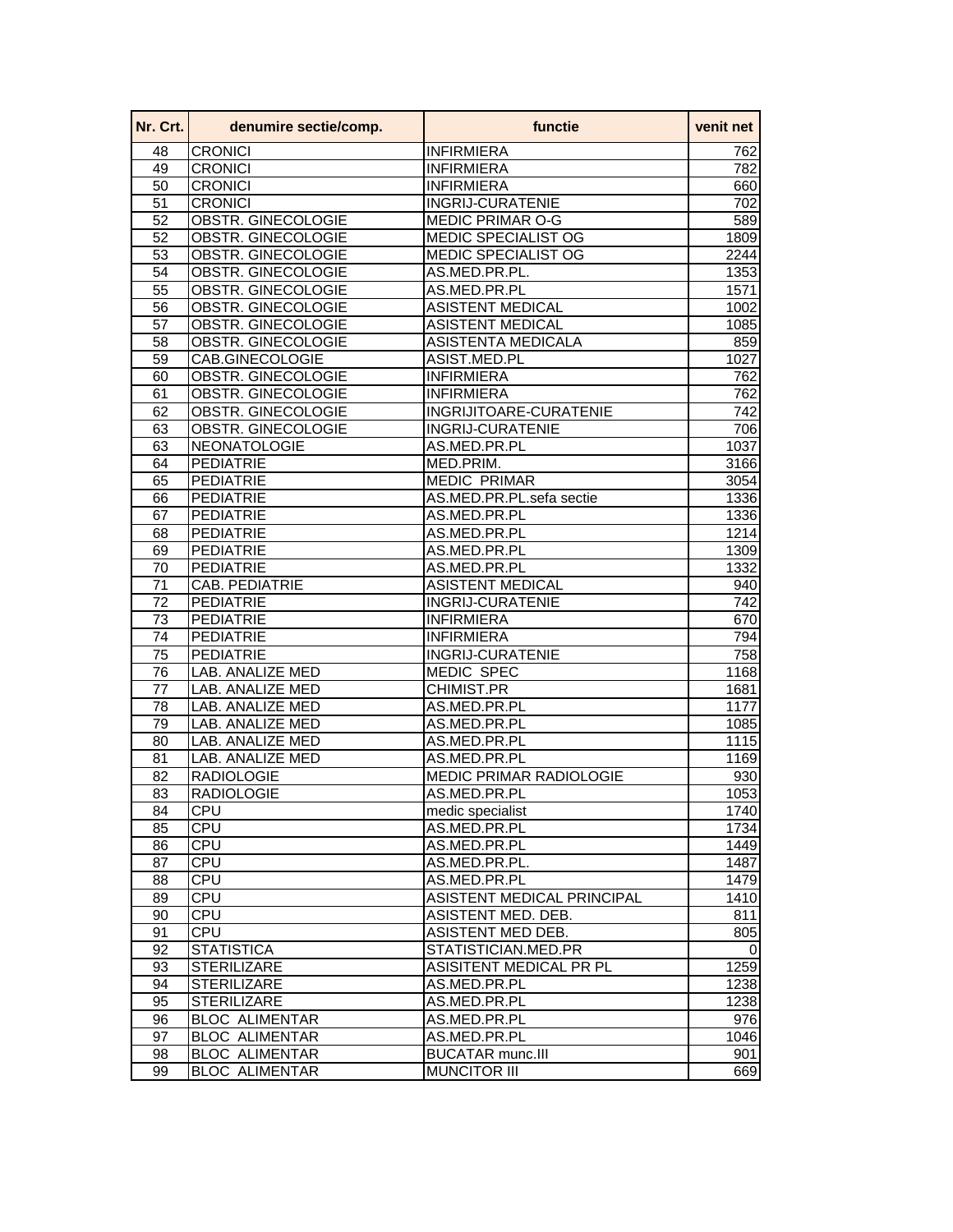| Nr. Crt. | denumire sectie/comp. | functie | venit net |
|---|---|---|---|
| 48 | CRONICI | INFIRMIERA | 762 |
| 49 | CRONICI | INFIRMIERA | 782 |
| 50 | CRONICI | INFIRMIERA | 660 |
| 51 | CRONICI | INGRIJ-CURATENIE | 702 |
| 52 | OBSTR. GINECOLOGIE | MEDIC PRIMAR O-G | 589 |
| 52 | OBSTR. GINECOLOGIE | MEDIC SPECIALIST OG | 1809 |
| 53 | OBSTR. GINECOLOGIE | MEDIC SPECIALIST OG | 2244 |
| 54 | OBSTR. GINECOLOGIE | AS.MED.PR.PL. | 1353 |
| 55 | OBSTR. GINECOLOGIE | AS.MED.PR.PL | 1571 |
| 56 | OBSTR. GINECOLOGIE | ASISTENT MEDICAL | 1002 |
| 57 | OBSTR. GINECOLOGIE | ASISTENT MEDICAL | 1085 |
| 58 | OBSTR. GINECOLOGIE | ASISTENTA MEDICALA | 859 |
| 59 | CAB.GINECOLOGIE | ASIST.MED.PL | 1027 |
| 60 | OBSTR. GINECOLOGIE | INFIRMIERA | 762 |
| 61 | OBSTR. GINECOLOGIE | INFIRMIERA | 762 |
| 62 | OBSTR. GINECOLOGIE | INGRIJITOARE-CURATENIE | 742 |
| 63 | OBSTR. GINECOLOGIE | INGRIJ-CURATENIE | 706 |
| 63 | NEONATOLOGIE | AS.MED.PR.PL | 1037 |
| 64 | PEDIATRIE | MED.PRIM. | 3166 |
| 65 | PEDIATRIE | MEDIC PRIMAR | 3054 |
| 66 | PEDIATRIE | AS.MED.PR.PL.sefa sectie | 1336 |
| 67 | PEDIATRIE | AS.MED.PR.PL | 1336 |
| 68 | PEDIATRIE | AS.MED.PR.PL | 1214 |
| 69 | PEDIATRIE | AS.MED.PR.PL | 1309 |
| 70 | PEDIATRIE | AS.MED.PR.PL | 1332 |
| 71 | CAB. PEDIATRIE | ASISTENT MEDICAL | 940 |
| 72 | PEDIATRIE | INGRIJ-CURATENIE | 742 |
| 73 | PEDIATRIE | INFIRMIERA | 670 |
| 74 | PEDIATRIE | INFIRMIERA | 794 |
| 75 | PEDIATRIE | INGRIJ-CURATENIE | 758 |
| 76 | LAB. ANALIZE MED | MEDIC SPEC | 1168 |
| 77 | LAB. ANALIZE MED | CHIMIST.PR | 1681 |
| 78 | LAB. ANALIZE MED | AS.MED.PR.PL | 1177 |
| 79 | LAB. ANALIZE MED | AS.MED.PR.PL | 1085 |
| 80 | LAB. ANALIZE MED | AS.MED.PR.PL | 1115 |
| 81 | LAB. ANALIZE MED | AS.MED.PR.PL | 1169 |
| 82 | RADIOLOGIE | MEDIC PRIMAR RADIOLOGIE | 930 |
| 83 | RADIOLOGIE | AS.MED.PR.PL | 1053 |
| 84 | CPU | medic specialist | 1740 |
| 85 | CPU | AS.MED.PR.PL | 1734 |
| 86 | CPU | AS.MED.PR.PL | 1449 |
| 87 | CPU | AS.MED.PR.PL. | 1487 |
| 88 | CPU | AS.MED.PR.PL | 1479 |
| 89 | CPU | ASISTENT MEDICAL PRINCIPAL | 1410 |
| 90 | CPU | ASISTENT MED. DEB. | 811 |
| 91 | CPU | ASISTENT MED DEB. | 805 |
| 92 | STATISTICA | STATISTICIAN.MED.PR | 0 |
| 93 | STERILIZARE | ASISITENT MEDICAL PR PL | 1259 |
| 94 | STERILIZARE | AS.MED.PR.PL | 1238 |
| 95 | STERILIZARE | AS.MED.PR.PL | 1238 |
| 96 | BLOC ALIMENTAR | AS.MED.PR.PL | 976 |
| 97 | BLOC ALIMENTAR | AS.MED.PR.PL | 1046 |
| 98 | BLOC ALIMENTAR | BUCATAR munc.III | 901 |
| 99 | BLOC ALIMENTAR | MUNCITOR III | 669 |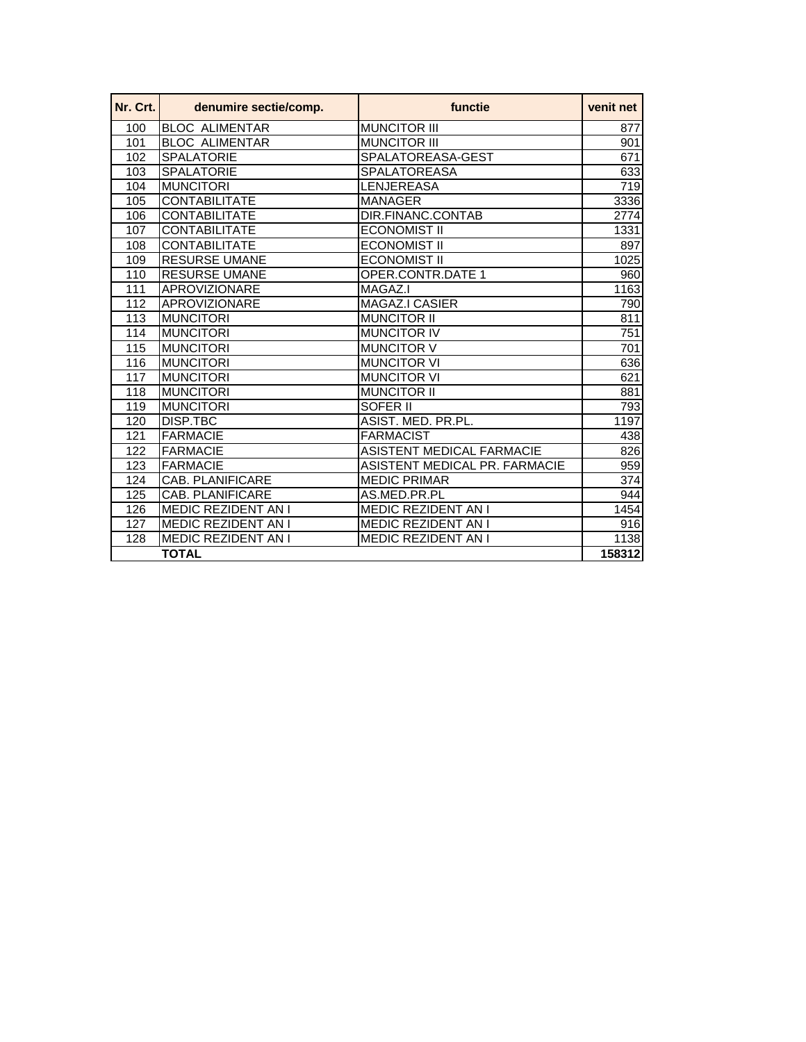| Nr. Crt. | denumire sectie/comp. | functie | venit net |
| --- | --- | --- | --- |
| 100 | BLOC  ALIMENTAR | MUNCITOR III | 877 |
| 101 | BLOC  ALIMENTAR | MUNCITOR III | 901 |
| 102 | SPALATORIE | SPALATOREASA-GEST | 671 |
| 103 | SPALATORIE | SPALATOREASA | 633 |
| 104 | MUNCITORI | LENJEREASA | 719 |
| 105 | CONTABILITATE | MANAGER | 3336 |
| 106 | CONTABILITATE | DIR.FINANC.CONTAB | 2774 |
| 107 | CONTABILITATE | ECONOMIST II | 1331 |
| 108 | CONTABILITATE | ECONOMIST II | 897 |
| 109 | RESURSE UMANE | ECONOMIST II | 1025 |
| 110 | RESURSE UMANE | OPER.CONTR.DATE 1 | 960 |
| 111 | APROVIZIONARE | MAGAZ.I | 1163 |
| 112 | APROVIZIONARE | MAGAZ.I CASIER | 790 |
| 113 | MUNCITORI | MUNCITOR II | 811 |
| 114 | MUNCITORI | MUNCITOR IV | 751 |
| 115 | MUNCITORI | MUNCITOR V | 701 |
| 116 | MUNCITORI | MUNCITOR VI | 636 |
| 117 | MUNCITORI | MUNCITOR VI | 621 |
| 118 | MUNCITORI | MUNCITOR II | 881 |
| 119 | MUNCITORI | SOFER II | 793 |
| 120 | DISP.TBC | ASIST. MED. PR.PL. | 1197 |
| 121 | FARMACIE | FARMACIST | 438 |
| 122 | FARMACIE | ASISTENT MEDICAL FARMACIE | 826 |
| 123 | FARMACIE | ASISTENT MEDICAL PR. FARMACIE | 959 |
| 124 | CAB. PLANIFICARE | MEDIC PRIMAR | 374 |
| 125 | CAB. PLANIFICARE | AS.MED.PR.PL | 944 |
| 126 | MEDIC REZIDENT AN I | MEDIC REZIDENT AN I | 1454 |
| 127 | MEDIC REZIDENT AN I | MEDIC REZIDENT AN I | 916 |
| 128 | MEDIC REZIDENT AN I | MEDIC REZIDENT AN I | 1138 |
| | **TOTAL** | | **158312** |